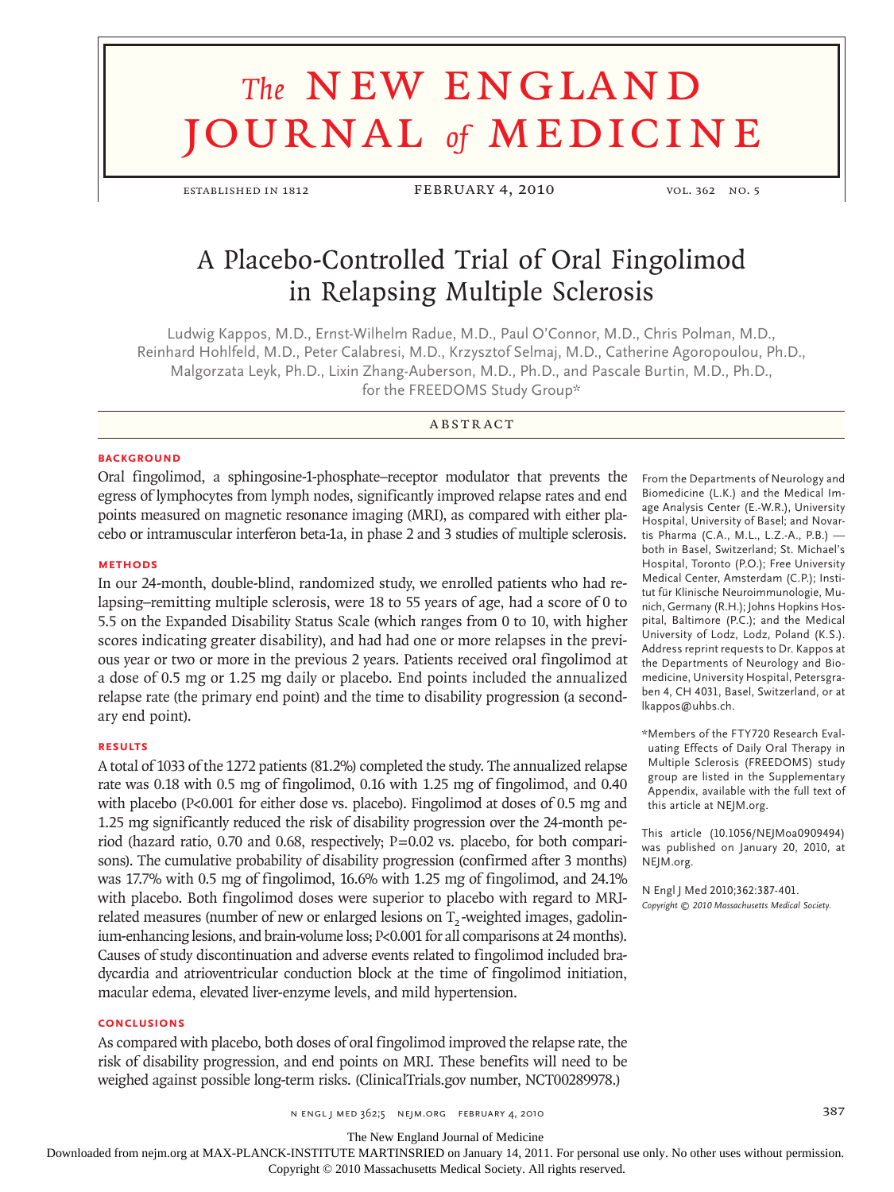# A Placebo-Controlled Trial of Oral Fingolimod in Relapsing Multiple Sclerosis

Ludwig Kappos, M.D., Ernst-Wilhelm Radue, M.D., Paul O'Connor, M.D., Chris Polman, M.D., Reinhard Hohlfeld, M.D., Peter Calabresi, M.D., Krzysztof Selmaj, M.D., Catherine Agoropoulou, Ph.D., Malgorzata Leyk, Ph.D., Lixin Zhang-Auberson, M.D., Ph.D., and Pascale Burtin, M.D., Ph.D., for the FREEDOMS Study Group*

## ABSTRACT

### BACKGROUND

Oral fingolimod, a sphingosine-1-phosphate–receptor modulator that prevents the egress of lymphocytes from lymph nodes, significantly improved relapse rates and end points measured on magnetic resonance imaging (MRI), as compared with either placebo or intramuscular interferon beta-1a, in phase 2 and 3 studies of multiple sclerosis.

### METHODS

In our 24-month, double-blind, randomized study, we enrolled patients who had relapsing–remitting multiple sclerosis, were 18 to 55 years of age, had a score of 0 to 5.5 on the Expanded Disability Status Scale (which ranges from 0 to 10, with higher scores indicating greater disability), and had had one or more relapses in the previous year or two or more in the previous 2 years. Patients received oral fingolimod at a dose of 0.5 mg or 1.25 mg daily or placebo. End points included the annualized relapse rate (the primary end point) and the time to disability progression (a secondary end point).

### RESULTS

A total of 1033 of the 1272 patients (81.2%) completed the study. The annualized relapse rate was 0.18 with 0.5 mg of fingolimod, 0.16 with 1.25 mg of fingolimod, and 0.40 with placebo (P<0.001 for either dose vs. placebo). Fingolimod at doses of 0.5 mg and 1.25 mg significantly reduced the risk of disability progression over the 24-month period (hazard ratio, 0.70 and 0.68, respectively; P=0.02 vs. placebo, for both comparisons). The cumulative probability of disability progression (confirmed after 3 months) was 17.7% with 0.5 mg of fingolimod, 16.6% with 1.25 mg of fingolimod, and 24.1% with placebo. Both fingolimod doses were superior to placebo with regard to MRI-related measures (number of new or enlarged lesions on $T_2$-weighted images, gadolinium-enhancing lesions, and brain-volume loss; P<0.001 for all comparisons at 24 months). Causes of study discontinuation and adverse events related to fingolimod included bradycardia and atrioventricular conduction block at the time of fingolimod initiation, macular edema, elevated liver-enzyme levels, and mild hypertension.

### CONCLUSIONS

As compared with placebo, both doses of oral fingolimod improved the relapse rate, the risk of disability progression, and end points on MRI. These benefits will need to be weighed against possible long-term risks. (ClinicalTrials.gov number, NCT00289978.)

From the Departments of Neurology and Biomedicine (L.K.) and the Medical Image Analysis Center (E.-W.R.), University Hospital, University of Basel; and Novartis Pharma (C.A., M.L., L.Z.-A., P.B.) — both in Basel, Switzerland; St. Michael's Hospital, Toronto (P.O.); Free University Medical Center, Amsterdam (C.P.); Institut für Klinische Neuroimmunologie, Munich, Germany (R.H.); Johns Hopkins Hospital, Baltimore (P.C.); and the Medical University of Lodz, Lodz, Poland (K.S.). Address reprint requests to Dr. Kappos at the Departments of Neurology and Biomedicine, University Hospital, Petersgraben 4, CH 4031, Basel, Switzerland, or at lkappos@uhbs.ch.

*Members of the FTY720 Research Evaluating Effects of Daily Oral Therapy in Multiple Sclerosis (FREEDOMS) study group are listed in the Supplementary Appendix, available with the full text of this article at NEJM.org.

This article (10.1056/NEJMoa0909494) was published on January 20, 2010, at NEJM.org.

N Engl J Med 2010;362:387-401.
*Copyright © 2010 Massachusetts Medical Society.*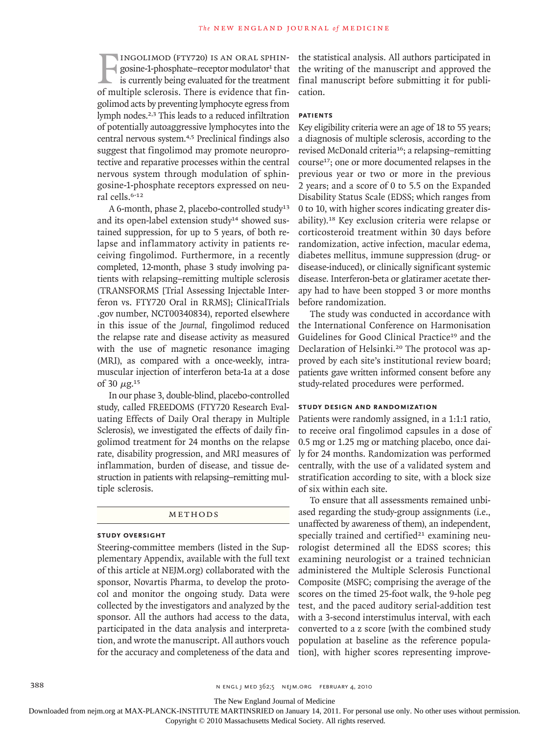Fingolimod (FTY720) is an oral sphingosine-1-phosphate–receptor modulator[1] that is currently being evaluated for the treatment of multiple sclerosis. There is evidence that fingolimod acts by preventing lymphocyte egress from lymph nodes.[2,3] This leads to a reduced infiltration of potentially autoaggressive lymphocytes into the central nervous system.[4,5] Preclinical findings also suggest that fingolimod may promote neuroprotective and reparative processes within the central nervous system through modulation of sphingosine-1-phosphate receptors expressed on neural cells.[6-12]

A 6-month, phase 2, placebo-controlled study[13] and its open-label extension study[14] showed sustained suppression, for up to 5 years, of both relapse and inflammatory activity in patients receiving fingolimod. Furthermore, in a recently completed, 12-month, phase 3 study involving patients with relapsing–remitting multiple sclerosis (TRANSFORMS [Trial Assessing Injectable Interferon vs. FTY720 Oral in RRMS]; ClinicalTrials.gov number, NCT00340834), reported elsewhere in this issue of the *Journal*, fingolimod reduced the relapse rate and disease activity as measured with the use of magnetic resonance imaging (MRI), as compared with a once-weekly, intramuscular injection of interferon beta-1a at a dose of 30 μg.[15]

In our phase 3, double-blind, placebo-controlled study, called FREEDOMS (FTY720 Research Evaluating Effects of Daily Oral therapy in Multiple Sclerosis), we investigated the effects of daily fingolimod treatment for 24 months on the relapse rate, disability progression, and MRI measures of inflammation, burden of disease, and tissue destruction in patients with relapsing–remitting multiple sclerosis.

## Methods

### Study Oversight

Steering-committee members (listed in the Supplementary Appendix, available with the full text of this article at NEJM.org) collaborated with the sponsor, Novartis Pharma, to develop the protocol and monitor the ongoing study. Data were collected by the investigators and analyzed by the sponsor. All the authors had access to the data, participated in the data analysis and interpretation, and wrote the manuscript. All authors vouch for the accuracy and completeness of the data and the statistical analysis. All authors participated in the writing of the manuscript and approved the final manuscript before submitting it for publication.

### Patients

Key eligibility criteria were an age of 18 to 55 years; a diagnosis of multiple sclerosis, according to the revised McDonald criteria[16]; a relapsing–remitting course[17]; one or more documented relapses in the previous year or two or more in the previous 2 years; and a score of 0 to 5.5 on the Expanded Disability Status Scale (EDSS; which ranges from 0 to 10, with higher scores indicating greater disability).[18] Key exclusion criteria were relapse or corticosteroid treatment within 30 days before randomization, active infection, macular edema, diabetes mellitus, immune suppression (drug- or disease-induced), or clinically significant systemic disease. Interferon-beta or glatiramer acetate therapy had to have been stopped 3 or more months before randomization.

The study was conducted in accordance with the International Conference on Harmonisation Guidelines for Good Clinical Practice[19] and the Declaration of Helsinki.[20] The protocol was approved by each site's institutional review board; patients gave written informed consent before any study-related procedures were performed.

### Study Design and Randomization

Patients were randomly assigned, in a 1:1:1 ratio, to receive oral fingolimod capsules in a dose of 0.5 mg or 1.25 mg or matching placebo, once daily for 24 months. Randomization was performed centrally, with the use of a validated system and stratification according to site, with a block size of six within each site.

To ensure that all assessments remained unbiased regarding the study-group assignments (i.e., unaffected by awareness of them), an independent, specially trained and certified[21] examining neurologist determined all the EDSS scores; this examining neurologist or a trained technician administered the Multiple Sclerosis Functional Composite (MSFC; comprising the average of the scores on the timed 25-foot walk, the 9-hole peg test, and the paced auditory serial-addition test with a 3-second interstimulus interval, with each converted to a z score [with the combined study population at baseline as the reference population], with higher scores representing improve-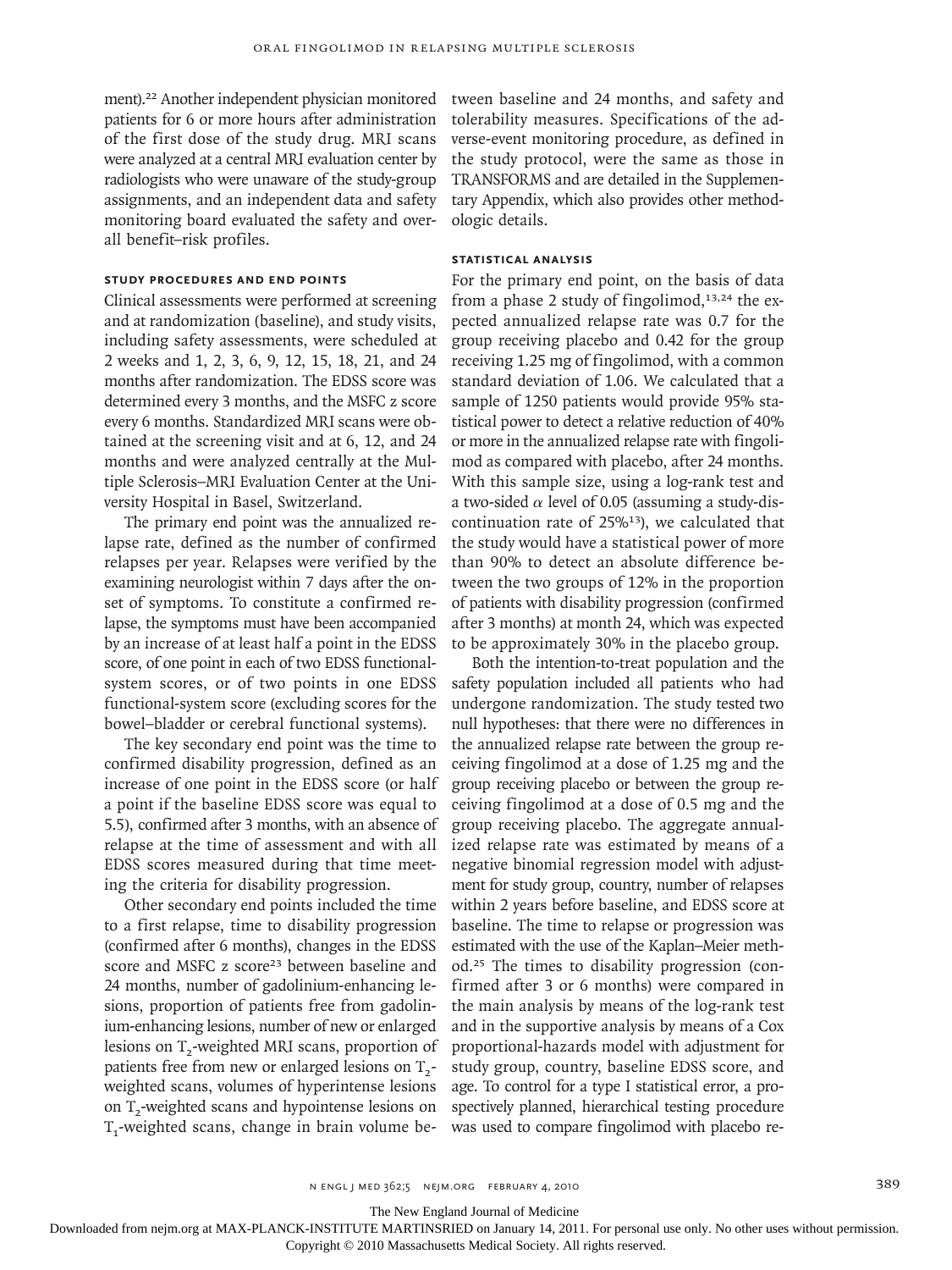ment).[22] Another independent physician monitored patients for 6 or more hours after administration of the first dose of the study drug. MRI scans were analyzed at a central MRI evaluation center by radiologists who were unaware of the study-group assignments, and an independent data and safety monitoring board evaluated the safety and overall benefit–risk profiles.

### Study Procedures and End Points

Clinical assessments were performed at screening and at randomization (baseline), and study visits, including safety assessments, were scheduled at 2 weeks and 1, 2, 3, 6, 9, 12, 15, 18, 21, and 24 months after randomization. The EDSS score was determined every 3 months, and the MSFC z score every 6 months. Standardized MRI scans were obtained at the screening visit and at 6, 12, and 24 months and were analyzed centrally at the Multiple Sclerosis–MRI Evaluation Center at the University Hospital in Basel, Switzerland.

The primary end point was the annualized relapse rate, defined as the number of confirmed relapses per year. Relapses were verified by the examining neurologist within 7 days after the onset of symptoms. To constitute a confirmed relapse, the symptoms must have been accompanied by an increase of at least half a point in the EDSS score, of one point in each of two EDSS functional-system scores, or of two points in one EDSS functional-system score (excluding scores for the bowel–bladder or cerebral functional systems).

The key secondary end point was the time to confirmed disability progression, defined as an increase of one point in the EDSS score (or half a point if the baseline EDSS score was equal to 5.5), confirmed after 3 months, with an absence of relapse at the time of assessment and with all EDSS scores measured during that time meeting the criteria for disability progression.

Other secondary end points included the time to a first relapse, time to disability progression (confirmed after 6 months), changes in the EDSS score and MSFC z score[23] between baseline and 24 months, number of gadolinium-enhancing lesions, proportion of patients free from gadolinium-enhancing lesions, number of new or enlarged lesions on $T_2$-weighted MRI scans, proportion of patients free from new or enlarged lesions on $T_2$-weighted scans, volumes of hyperintense lesions on $T_2$-weighted scans and hypointense lesions on $T_1$-weighted scans, change in brain volume between baseline and 24 months, and safety and tolerability measures. Specifications of the adverse-event monitoring procedure, as defined in the study protocol, were the same as those in TRANSFORMS and are detailed in the Supplementary Appendix, which also provides other methodologic details.

### Statistical Analysis

For the primary end point, on the basis of data from a phase 2 study of fingolimod,[13,24] the expected annualized relapse rate was 0.7 for the group receiving placebo and 0.42 for the group receiving 1.25 mg of fingolimod, with a common standard deviation of 1.06. We calculated that a sample of 1250 patients would provide 95% statistical power to detect a relative reduction of 40% or more in the annualized relapse rate with fingolimod as compared with placebo, after 24 months. With this sample size, using a log-rank test and a two-sided $\alpha$ level of 0.05 (assuming a study-discontinuation rate of 25%[13]), we calculated that the study would have a statistical power of more than 90% to detect an absolute difference between the two groups of 12% in the proportion of patients with disability progression (confirmed after 3 months) at month 24, which was expected to be approximately 30% in the placebo group.

Both the intention-to-treat population and the safety population included all patients who had undergone randomization. The study tested two null hypotheses: that there were no differences in the annualized relapse rate between the group receiving fingolimod at a dose of 1.25 mg and the group receiving placebo or between the group receiving fingolimod at a dose of 0.5 mg and the group receiving placebo. The aggregate annualized relapse rate was estimated by means of a negative binomial regression model with adjustment for study group, country, number of relapses within 2 years before baseline, and EDSS score at baseline. The time to relapse or progression was estimated with the use of the Kaplan–Meier method.[25] The times to disability progression (confirmed after 3 or 6 months) were compared in the main analysis by means of the log-rank test and in the supportive analysis by means of a Cox proportional-hazards model with adjustment for study group, country, baseline EDSS score, and age. To control for a type I statistical error, a prospectively planned, hierarchical testing procedure was used to compare fingolimod with placebo re-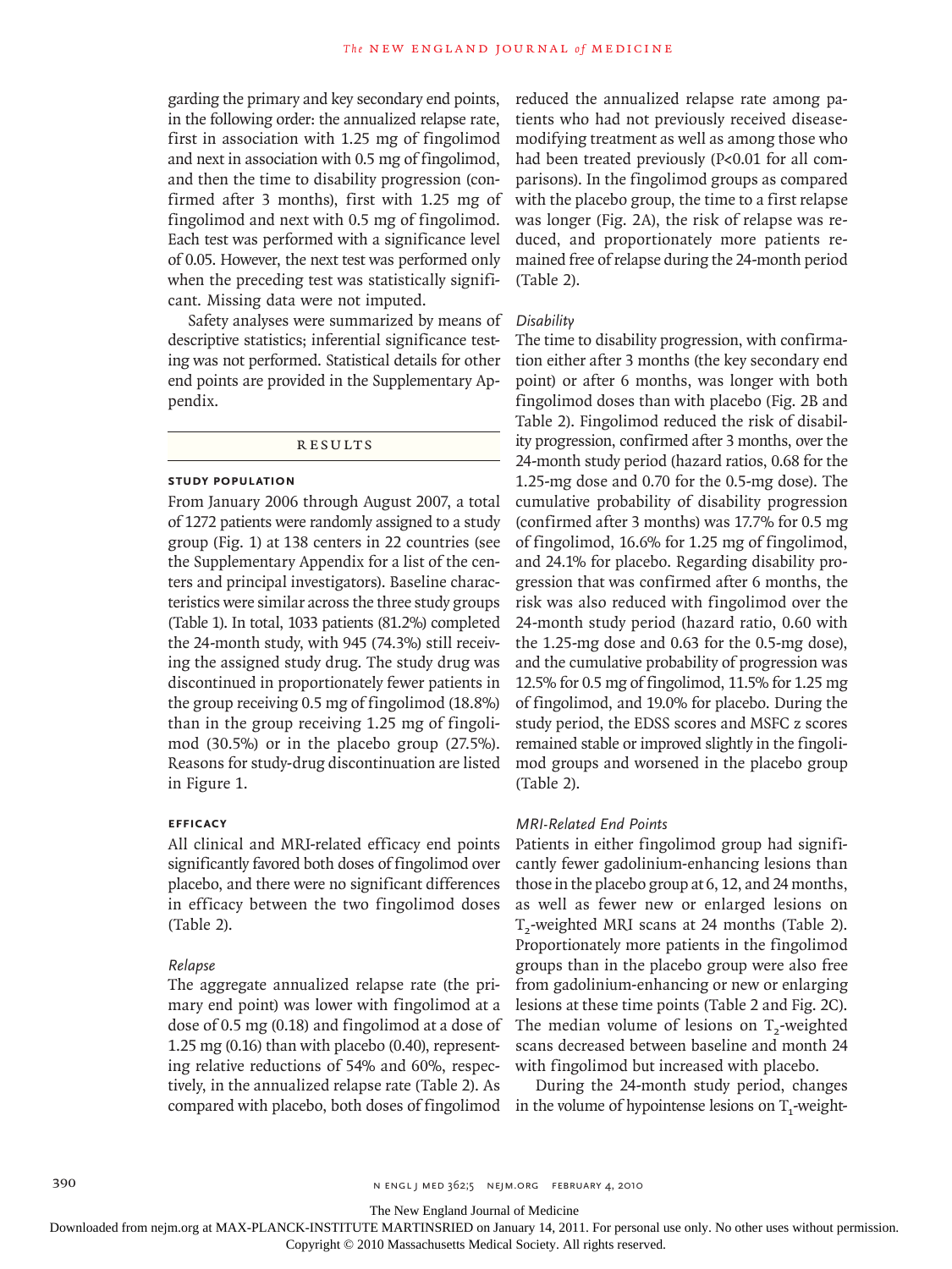garding the primary and key secondary end points, in the following order: the annualized relapse rate, first in association with 1.25 mg of fingolimod and next in association with 0.5 mg of fingolimod, and then the time to disability progression (confirmed after 3 months), first with 1.25 mg of fingolimod and next with 0.5 mg of fingolimod. Each test was performed with a significance level of 0.05. However, the next test was performed only when the preceding test was statistically significant. Missing data were not imputed.

Safety analyses were summarized by means of descriptive statistics; inferential significance testing was not performed. Statistical details for other end points are provided in the Supplementary Appendix.

## RESULTS

### STUDY POPULATION

From January 2006 through August 2007, a total of 1272 patients were randomly assigned to a study group (Fig. 1) at 138 centers in 22 countries (see the Supplementary Appendix for a list of the centers and principal investigators). Baseline characteristics were similar across the three study groups (Table 1). In total, 1033 patients (81.2%) completed the 24-month study, with 945 (74.3%) still receiving the assigned study drug. The study drug was discontinued in proportionately fewer patients in the group receiving 0.5 mg of fingolimod (18.8%) than in the group receiving 1.25 mg of fingolimod (30.5%) or in the placebo group (27.5%). Reasons for study-drug discontinuation are listed in Figure 1.

### EFFICACY

All clinical and MRI-related efficacy end points significantly favored both doses of fingolimod over placebo, and there were no significant differences in efficacy between the two fingolimod doses (Table 2).

#### *Relapse*

The aggregate annualized relapse rate (the primary end point) was lower with fingolimod at a dose of 0.5 mg (0.18) and fingolimod at a dose of 1.25 mg (0.16) than with placebo (0.40), representing relative reductions of 54% and 60%, respectively, in the annualized relapse rate (Table 2). As compared with placebo, both doses of fingolimod reduced the annualized relapse rate among patients who had not previously received disease-modifying treatment as well as among those who had been treated previously ($P<0.01$ for all comparisons). In the fingolimod groups as compared with the placebo group, the time to a first relapse was longer (Fig. 2A), the risk of relapse was reduced, and proportionately more patients remained free of relapse during the 24-month period (Table 2).

#### *Disability*

The time to disability progression, with confirmation either after 3 months (the key secondary end point) or after 6 months, was longer with both fingolimod doses than with placebo (Fig. 2B and Table 2). Fingolimod reduced the risk of disability progression, confirmed after 3 months, over the 24-month study period (hazard ratios, 0.68 for the 1.25-mg dose and 0.70 for the 0.5-mg dose). The cumulative probability of disability progression (confirmed after 3 months) was 17.7% for 0.5 mg of fingolimod, 16.6% for 1.25 mg of fingolimod, and 24.1% for placebo. Regarding disability progression that was confirmed after 6 months, the risk was also reduced with fingolimod over the 24-month study period (hazard ratio, 0.60 with the 1.25-mg dose and 0.63 for the 0.5-mg dose), and the cumulative probability of progression was 12.5% for 0.5 mg of fingolimod, 11.5% for 1.25 mg of fingolimod, and 19.0% for placebo. During the study period, the EDSS scores and MSFC z scores remained stable or improved slightly in the fingolimod groups and worsened in the placebo group (Table 2).

#### *MRI-Related End Points*

Patients in either fingolimod group had significantly fewer gadolinium-enhancing lesions than those in the placebo group at 6, 12, and 24 months, as well as fewer new or enlarged lesions on $T_2$-weighted MRI scans at 24 months (Table 2). Proportionately more patients in the fingolimod groups than in the placebo group were also free from gadolinium-enhancing or new or enlarging lesions at these time points (Table 2 and Fig. 2C). The median volume of lesions on $T_2$-weighted scans decreased between baseline and month 24 with fingolimod but increased with placebo.

During the 24-month study period, changes in the volume of hypointense lesions on $T_1$-weight-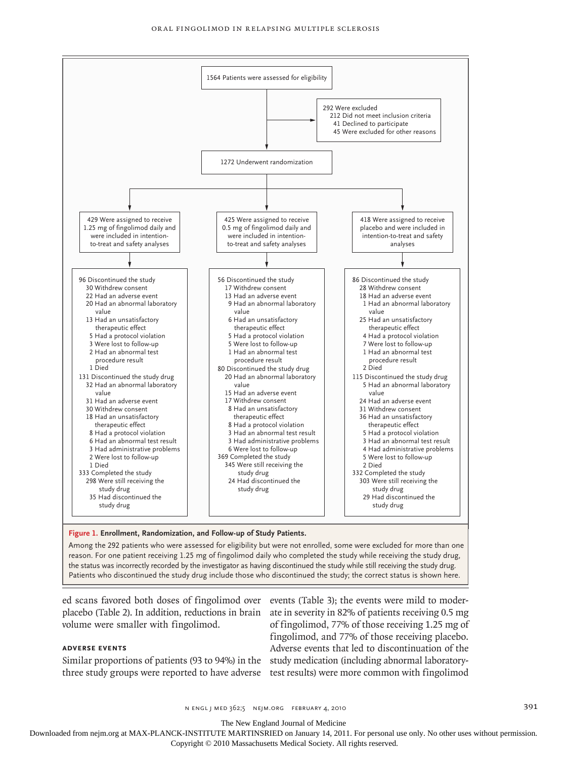1564 Patients were assessed for eligibility

292 Were excluded
- 212 Did not meet inclusion criteria
- 41 Declined to participate
- 45 Were excluded for other reasons

1272 Underwent randomization

**429 Were assigned to receive 1.25 mg of fingolimod daily and were included in intention-to-treat and safety analyses**

- 96 Discontinued the study
  - 30 Withdrew consent
  - 22 Had an adverse event
  - 20 Had an abnormal laboratory value
  - 13 Had an unsatisfactory therapeutic effect
  - 5 Had a protocol violation
  - 3 Were lost to follow-up
  - 2 Had an abnormal test procedure result
  - 1 Died
- 131 Discontinued the study drug
  - 32 Had an abnormal laboratory value
  - 31 Had an adverse event
  - 30 Withdrew consent
  - 18 Had an unsatisfactory therapeutic effect
  - 8 Had a protocol violation
  - 6 Had an abnormal test result
  - 3 Had administrative problems
  - 2 Were lost to follow-up
  - 1 Died
- 333 Completed the study
  - 298 Were still receiving the study drug
  - 35 Had discontinued the study drug

**425 Were assigned to receive 0.5 mg of fingolimod daily and were included in intention-to-treat and safety analyses**

- 56 Discontinued the study
  - 17 Withdrew consent
  - 13 Had an adverse event
  - 9 Had an abnormal laboratory value
  - 6 Had an unsatisfactory therapeutic effect
  - 5 Had a protocol violation
  - 5 Were lost to follow-up
  - 1 Had an abnormal test procedure result
- 80 Discontinued the study drug
  - 20 Had an abnormal laboratory value
  - 15 Had an adverse event
  - 17 Withdrew consent
  - 8 Had an unsatisfactory therapeutic effect
  - 8 Had a protocol violation
  - 3 Had an abnormal test result
  - 3 Had administrative problems
  - 6 Were lost to follow-up
- 369 Completed the study
  - 345 Were still receiving the study drug
  - 24 Had discontinued the study drug

**418 Were assigned to receive placebo and were included in intention-to-treat and safety analyses**

- 86 Discontinued the study
  - 28 Withdrew consent
  - 18 Had an adverse event
  - 1 Had an abnormal laboratory value
  - 25 Had an unsatisfactory therapeutic effect
  - 4 Had a protocol violation
  - 7 Were lost to follow-up
  - 1 Had an abnormal test procedure result
  - 2 Died
- 115 Discontinued the study drug
  - 5 Had an abnormal laboratory value
  - 24 Had an adverse event
  - 31 Withdrew consent
  - 36 Had an unsatisfactory therapeutic effect
  - 5 Had a protocol violation
  - 3 Had an abnormal test result
  - 4 Had administrative problems
  - 5 Were lost to follow-up
  - 2 Died
- 332 Completed the study
  - 303 Were still receiving the study drug
  - 29 Had discontinued the study drug

**Figure 1. Enrollment, Randomization, and Follow-up of Study Patients.**

Among the 292 patients who were assessed for eligibility but were not enrolled, some were excluded for more than one reason. For one patient receiving 1.25 mg of fingolimod daily who completed the study while receiving the study drug, the status was incorrectly recorded by the investigator as having discontinued the study while still receiving the study drug. Patients who discontinued the study drug include those who discontinued the study; the correct status is shown here.

ed scans favored both doses of fingolimod over placebo (Table 2). In addition, reductions in brain volume were smaller with fingolimod.

### Adverse Events

Similar proportions of patients (93 to 94%) in the three study groups were reported to have adverse events (Table 3); the events were mild to moderate in severity in 82% of patients receiving 0.5 mg of fingolimod, 77% of those receiving 1.25 mg of fingolimod, and 77% of those receiving placebo. Adverse events that led to discontinuation of the study medication (including abnormal laboratory-test results) were more common with fingolimod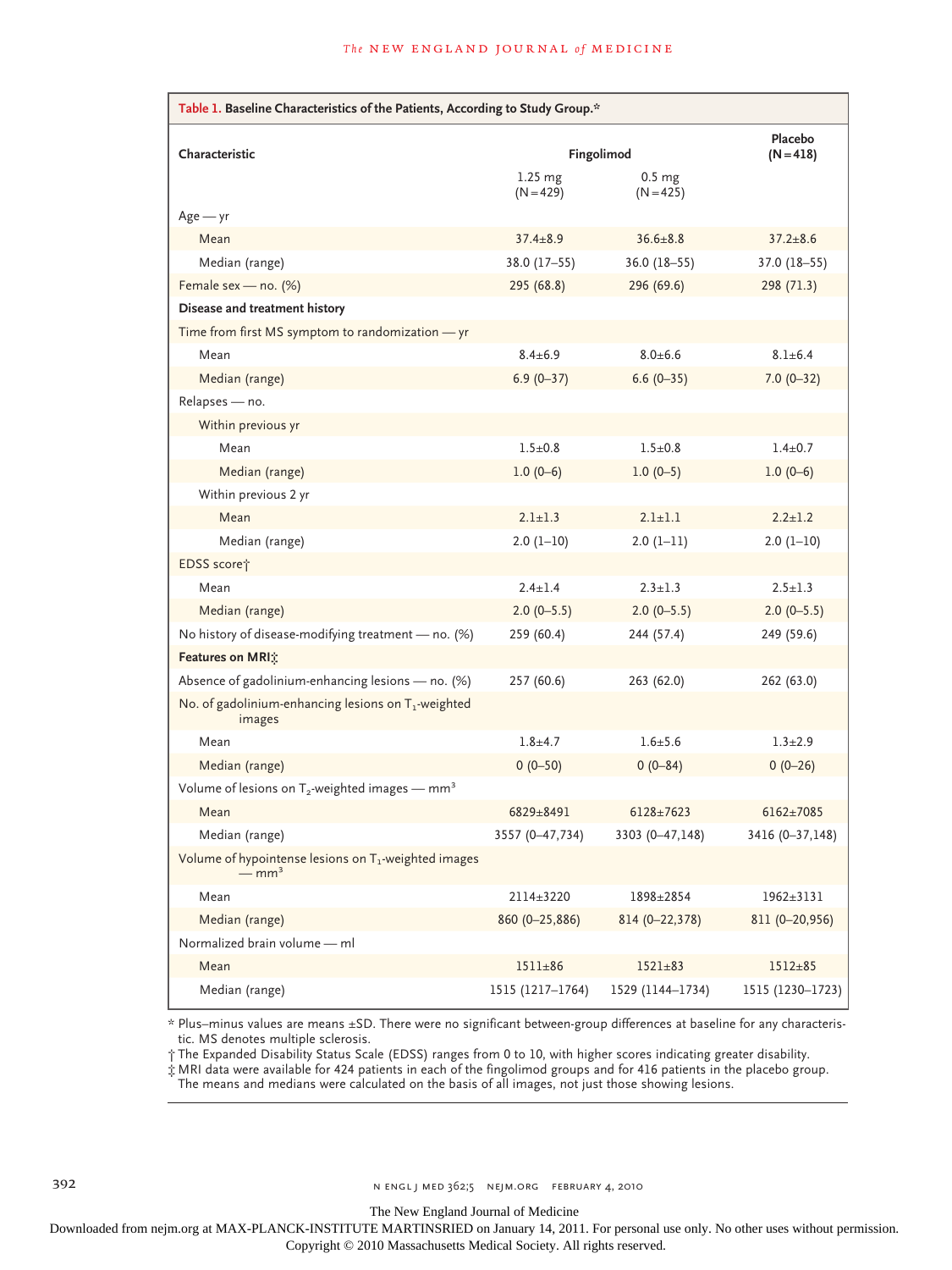**Table 1. Baseline Characteristics of the Patients, According to Study Group.***

| Characteristic | Fingolimod | | Placebo (N=418) |
|---|---|---|---|
| | 1.25 mg (N=429) | 0.5 mg (N=425) | |
| Age — yr | | | |
| Mean | 37.4±8.9 | 36.6±8.8 | 37.2±8.6 |
| Median (range) | 38.0 (17–55) | 36.0 (18–55) | 37.0 (18–55) |
| Female sex — no. (%) | 295 (68.8) | 296 (69.6) | 298 (71.3) |
| **Disease and treatment history** | | | |
| Time from first MS symptom to randomization — yr | | | |
| Mean | 8.4±6.9 | 8.0±6.6 | 8.1±6.4 |
| Median (range) | 6.9 (0–37) | 6.6 (0–35) | 7.0 (0–32) |
| Relapses — no. | | | |
| Within previous yr | | | |
| Mean | 1.5±0.8 | 1.5±0.8 | 1.4±0.7 |
| Median (range) | 1.0 (0–6) | 1.0 (0–5) | 1.0 (0–6) |
| Within previous 2 yr | | | |
| Mean | 2.1±1.3 | 2.1±1.1 | 2.2±1.2 |
| Median (range) | 2.0 (1–10) | 2.0 (1–11) | 2.0 (1–10) |
| EDSS score† | | | |
| Mean | 2.4±1.4 | 2.3±1.3 | 2.5±1.3 |
| Median (range) | 2.0 (0–5.5) | 2.0 (0–5.5) | 2.0 (0–5.5) |
| No history of disease-modifying treatment — no. (%) | 259 (60.4) | 244 (57.4) | 249 (59.6) |
| **Features on MRI‡** | | | |
| Absence of gadolinium-enhancing lesions — no. (%) | 257 (60.6) | 263 (62.0) | 262 (63.0) |
| No. of gadolinium-enhancing lesions on $T_1$-weighted images | | | |
| Mean | 1.8±4.7 | 1.6±5.6 | 1.3±2.9 |
| Median (range) | 0 (0–50) | 0 (0–84) | 0 (0–26) |
| Volume of lesions on $T_2$-weighted images — $mm^3$ | | | |
| Mean | 6829±8491 | 6128±7623 | 6162±7085 |
| Median (range) | 3557 (0–47,734) | 3303 (0–47,148) | 3416 (0–37,148) |
| Volume of hypointense lesions on $T_1$-weighted images — $mm^3$ | | | |
| Mean | 2114±3220 | 1898±2854 | 1962±3131 |
| Median (range) | 860 (0–25,886) | 814 (0–22,378) | 811 (0–20,956) |
| Normalized brain volume — ml | | | |
| Mean | 1511±86 | 1521±83 | 1512±85 |
| Median (range) | 1515 (1217–1764) | 1529 (1144–1734) | 1515 (1230–1723) |

\* Plus–minus values are means ±SD. There were no significant between-group differences at baseline for any characteristic. MS denotes multiple sclerosis.

† The Expanded Disability Status Scale (EDSS) ranges from 0 to 10, with higher scores indicating greater disability.

‡ MRI data were available for 424 patients in each of the fingolimod groups and for 416 patients in the placebo group. The means and medians were calculated on the basis of all images, not just those showing lesions.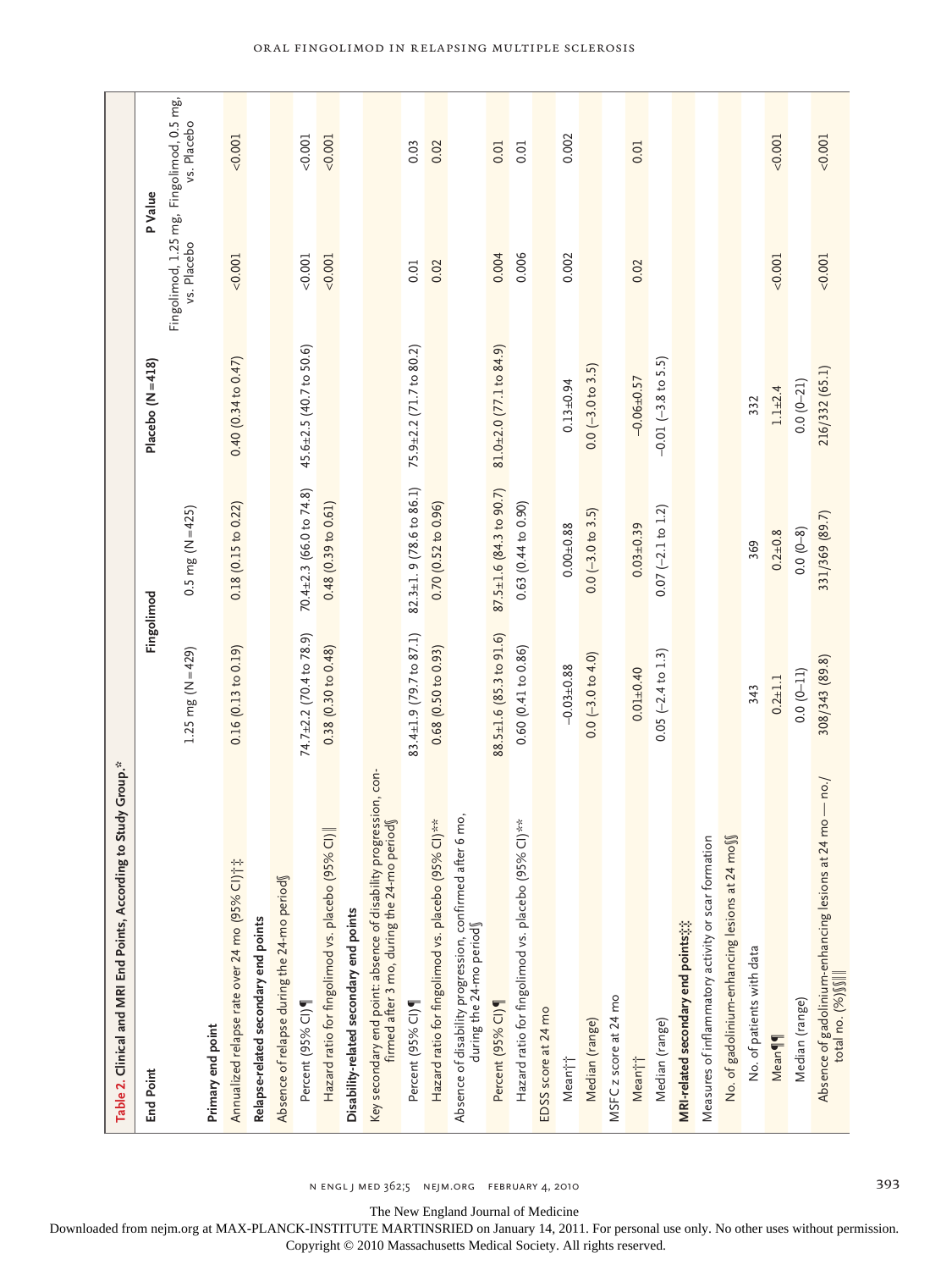**Table 2. Clinical and MRI End Points, According to Study Group.***

| End Point | Fingolimod | | Placebo (N=418) | P Value | |
|---|---|---|---|---|---|
| | 1.25 mg (N=429) | 0.5 mg (N=425) | | Fingolimod, 1.25 mg, vs. Placebo | Fingolimod, 0.5 mg, vs. Placebo |
| **Primary end point** | | | | | |
| Annualized relapse rate over 24 mo (95% CI)†‡ | 0.16 (0.13 to 0.19) | 0.18 (0.15 to 0.22) | 0.40 (0.34 to 0.47) | <0.001 | <0.001 |
| **Relapse-related secondary end points** | | | | | |
| Absence of relapse during the 24-mo period§ | | | | | |
| Percent (95% CI)¶ | 74.7±2.2 (70.4 to 78.9) | 70.4±2.3 (66.0 to 74.8) | 45.6±2.5 (40.7 to 50.6) | <0.001 | <0.001 |
| Hazard ratio for fingolimod vs. placebo (95% CI)‖ | 0.38 (0.30 to 0.48) | 0.48 (0.39 to 0.61) | | <0.001 | <0.001 |
| **Disability-related secondary end points** | | | | | |
| Key secondary end point: absence of disability progression, confirmed after 3 mo, during the 24-mo period§ | | | | | |
| Percent (95% CI)¶ | 83.4±1.9 (79.7 to 87.1) | 82.3±1. 9 (78.6 to 86.1) | 75.9±2.2 (71.7 to 80.2) | 0.01 | 0.03 |
| Hazard ratio for fingolimod vs. placebo (95% CI)** | 0.68 (0.50 to 0.93) | 0.70 (0.52 to 0.96) | | 0.02 | 0.02 |
| Absence of disability progression, confirmed after 6 mo, during the 24-mo period§ | | | | | |
| Percent (95% CI)¶ | 88.5±1.6 (85.3 to 91.6) | 87.5±1.6 (84.3 to 90.7) | 81.0±2.0 (77.1 to 84.9) | 0.004 | 0.01 |
| Hazard ratio for fingolimod vs. placebo (95% CI)** | 0.60 (0.41 to 0.86) | 0.63 (0.44 to 0.90) | | 0.006 | 0.01 |
| EDSS score at 24 mo | | | | | |
| Mean†† | −0.03±0.88 | 0.00±0.88 | 0.13±0.94 | 0.002 | 0.002 |
| Median (range) | 0.0 (−3.0 to 4.0) | 0.0 (−3.0 to 3.5) | 0.0 (−3.0 to 3.5) | | |
| MSFC z score at 24 mo | | | | | |
| Mean†† | 0.01±0.40 | 0.03±0.39 | −0.06±0.57 | 0.02 | 0.01 |
| Median (range) | 0.05 (−2.4 to 1.3) | 0.07 (−2.1 to 1.2) | −0.01 (−3.8 to 5.5) | | |
| **MRI-related secondary end points‡‡** | | | | | |
| Measures of inflammatory activity or scar formation | | | | | |
| No. of gadolinium-enhancing lesions at 24 mo§§ | | | | | |
| No. of patients with data | 343 | 369 | 332 | | |
| Mean¶¶ | 0.2±1.1 | 0.2±0.8 | 1.1±2.4 | <0.001 | <0.001 |
| Median (range) | 0.0 (0–11) | 0.0 (0–8) | 0.0 (0–21) | | |
| Absence of gadolinium-enhancing lesions at 24 mo — no./total no. (%)§§‖‖ | 308/343 (89.8) | 331/369 (89.7) | 216/332 (65.1) | <0.001 | <0.001 |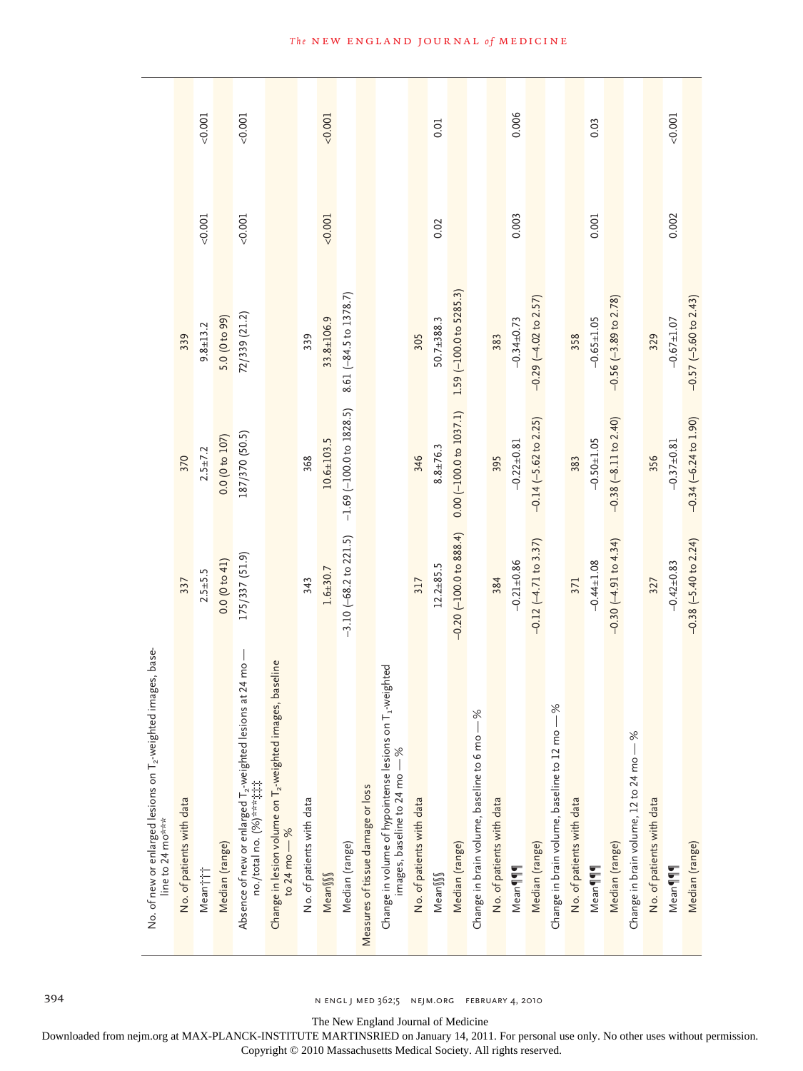| | | | | | |
|---|---|---|---|---|---|
| No. of new or enlarged lesions on $T_2$-weighted images, baseline to 24 mo*** | | | | | |
| No. of patients with data | 337 | 370 | 339 | | |
| Mean††† | 2.5±5.5 | 2.5±7.2 | 9.8±13.2 | <0.001 | <0.001 |
| Median (range) | 0.0 (0 to 41) | 0.0 (0 to 107) | 5.0 (0 to 99) | | |
| Absence of new or enlarged $T_2$-weighted lesions at 24 mo — no./total no. (%)***‡‡‡ | 175/337 (51.9) | 187/370 (50.5) | 72/339 (21.2) | <0.001 | <0.001 |
| Change in lesion volume on $T_2$-weighted images, baseline to 24 mo — % | | | | | |
| No. of patients with data | 343 | 368 | 339 | | |
| Mean§§§ | 1.6±30.7 | 10.6±103.5 | 33.8±106.9 | <0.001 | <0.001 |
| Median (range) | −3.10 (−68.2 to 221.5) | −1.69 (−100.0 to 1828.5) | 8.61 (−84.5 to 1378.7) | | |
| Measures of tissue damage or loss | | | | | |
| Change in volume of hypointense lesions on $T_1$-weighted images, baseline to 24 mo — % | | | | | |
| No. of patients with data | 317 | 346 | 305 | | |
| Mean§§§ | 12.2±85.5 | 8.8±76.3 | 50.7±388.3 | 0.02 | 0.01 |
| Median (range) | −0.20 (−100.0 to 888.4) | 0.00 (−100.0 to 1037.1) | 1.59 (−100.0 to 5285.3) | | |
| Change in brain volume, baseline to 6 mo — % | | | | | |
| No. of patients with data | 384 | 395 | 383 | | |
| Mean¶¶¶ | −0.21±0.86 | −0.22±0.81 | −0.34±0.73 | 0.003 | 0.006 |
| Median (range) | −0.12 (−4.71 to 3.37) | −0.14 (−5.62 to 2.25) | −0.29 (−4.02 to 2.57) | | |
| Change in brain volume, baseline to 12 mo — % | | | | | |
| No. of patients with data | 371 | 383 | 358 | | |
| Mean¶¶¶ | −0.44±1.08 | −0.50±1.05 | −0.65±1.05 | 0.001 | 0.03 |
| Median (range) | −0.30 (−4.91 to 4.34) | −0.38 (−8.11 to 2.40) | −0.56 (−3.89 to 2.78) | | |
| Change in brain volume, 12 to 24 mo — % | | | | | |
| No. of patients with data | 327 | 356 | 329 | | |
| Mean¶¶¶ | −0.42±0.83 | −0.37±0.81 | −0.67±1.07 | 0.002 | <0.001 |
| Median (range) | −0.38 (−5.40 to 2.24) | −0.34 (−6.24 to 1.90) | −0.57 (−5.60 to 2.43) | | |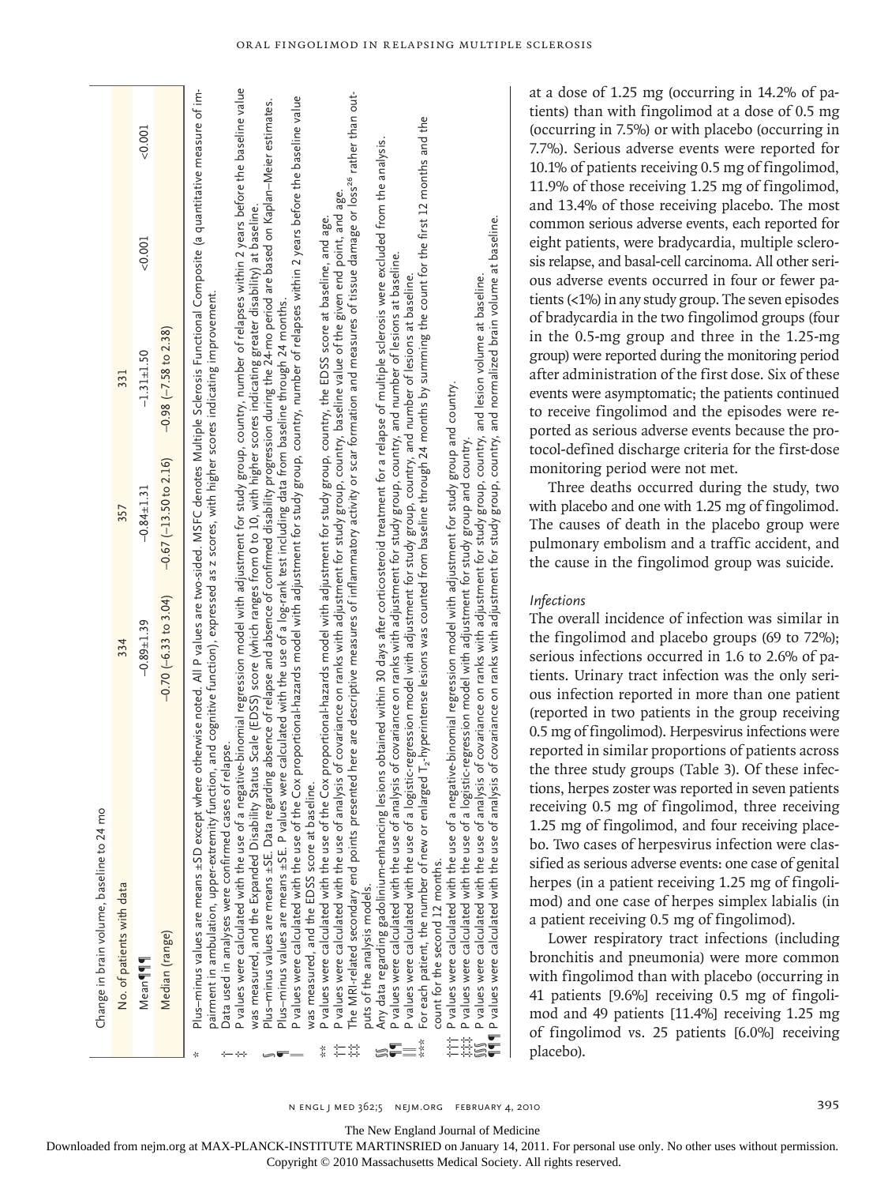| Change in brain volume, baseline to 24 mo | | | | |
|---|---|---|---|---|
| No. of patients with data | 334 | 357 | 331 | |
| Mean¶¶¶ | −0.89±1.39 | −0.84±1.31 | −1.31±1.50 | <0.001 | <0.001 |
| Median (range) | −0.70 (−6.33 to 3.04) | −0.67 (−13.50 to 2.16) | −0.98 (−7.58 to 2.38) | | |

\* Plus–minus values are means ±SD except where otherwise noted. All P values are two-sided. MSFC denotes Multiple Sclerosis Functional Composite (a quantitative measure of impairment in ambulation, upper-extremity function, and cognitive function), expressed as z scores, with higher scores indicating improvement.

† Data used in analyses were confirmed cases of relapse.

‡ P values were calculated with the use of a negative-binomial regression model with adjustment for study group, country, number of relapses within 2 years before the baseline value was measured, and the Expanded Disability Status Scale (EDSS) score (which ranges from 0 to 10, with higher scores indicating greater disability) at baseline.

§ Plus–minus values are means ±SE. Data regarding absence of relapse and absence of confirmed disability progression during the 24-mo period are based on Kaplan–Meier estimates.

¶ Plus–minus values are means ±SE. P values were calculated with the use of a log-rank test including data from baseline through 24 months.

‖ P values were calculated with the use of the Cox proportional-hazards model with adjustment for study group, country, number of relapses within 2 years before the baseline value was measured, and the EDSS score at baseline.

\*\* P values were calculated with the use of the Cox proportional-hazards model with adjustment for study group, country, the EDSS score at baseline, and age.

†† P values were calculated with the use of analysis of covariance on ranks with adjustment for study group, country, baseline value of the given end point, and age.

‡‡ The MRI-related secondary end points presented here are descriptive measures of inflammatory activity or scar formation and measures of tissue damage or loss[26] rather than outputs of the analysis models.

§§ Any data regarding gadolinium-enhancing lesions obtained within 30 days after corticosteroid treatment for a relapse of multiple sclerosis were excluded from the analysis.

¶¶ P values were calculated with the use of analysis of covariance on ranks with adjustment for study group, country, and number of lesions at baseline.

‖‖ P values were calculated with the use of a logistic-regression model with adjustment for study group, country, and number of lesions at baseline.

\*\*\* For each patient, the number of new or enlarged $T_2$-hyperintense lesions was counted from baseline through 24 months by summing the count for the first 12 months and the count for the second 12 months.

††† P values were calculated with the use of a negative-binomial regression model with adjustment for study group and country.

‡‡‡ P values were calculated with the use of a logistic-regression model with adjustment for study group and country.

§§§ P values were calculated with the use of analysis of covariance on ranks with adjustment for study group, country, and lesion volume at baseline.

¶¶¶ P values were calculated with the use of analysis of covariance on ranks with adjustment for study group, country, and normalized brain volume at baseline.

at a dose of 1.25 mg (occurring in 14.2% of patients) than with fingolimod at a dose of 0.5 mg (occurring in 7.5%) or with placebo (occurring in 7.7%). Serious adverse events were reported for 10.1% of patients receiving 0.5 mg of fingolimod, 11.9% of those receiving 1.25 mg of fingolimod, and 13.4% of those receiving placebo. The most common serious adverse events, each reported for eight patients, were bradycardia, multiple sclerosis relapse, and basal-cell carcinoma. All other serious adverse events occurred in four or fewer patients (<1%) in any study group. The seven episodes of bradycardia in the two fingolimod groups (four in the 0.5-mg group and three in the 1.25-mg group) were reported during the monitoring period after administration of the first dose. Six of these events were asymptomatic; the patients continued to receive fingolimod and the episodes were reported as serious adverse events because the protocol-defined discharge criteria for the first-dose monitoring period were not met.

Three deaths occurred during the study, two with placebo and one with 1.25 mg of fingolimod. The causes of death in the placebo group were pulmonary embolism and a traffic accident, and the cause in the fingolimod group was suicide.

*Infections*

The overall incidence of infection was similar in the fingolimod and placebo groups (69 to 72%); serious infections occurred in 1.6 to 2.6% of patients. Urinary tract infection was the only serious infection reported in more than one patient (reported in two patients in the group receiving 0.5 mg of fingolimod). Herpesvirus infections were reported in similar proportions of patients across the three study groups (Table 3). Of these infections, herpes zoster was reported in seven patients receiving 0.5 mg of fingolimod, three receiving 1.25 mg of fingolimod, and four receiving placebo. Two cases of herpesvirus infection were classified as serious adverse events: one case of genital herpes (in a patient receiving 1.25 mg of fingolimod) and one case of herpes simplex labialis (in a patient receiving 0.5 mg of fingolimod).

Lower respiratory tract infections (including bronchitis and pneumonia) were more common with fingolimod than with placebo (occurring in 41 patients [9.6%] receiving 0.5 mg of fingolimod and 49 patients [11.4%] receiving 1.25 mg of fingolimod vs. 25 patients [6.0%] receiving placebo).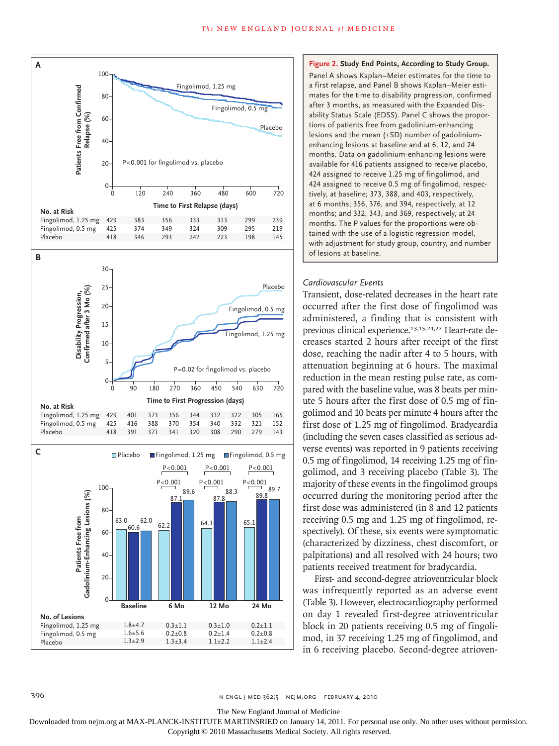**Figure 2. Study End Points, According to Study Group.**

Panel A shows Kaplan–Meier estimates for the time to a first relapse, and Panel B shows Kaplan–Meier estimates for the time to disability progression, confirmed after 3 months, as measured with the Expanded Disability Status Scale (EDSS). Panel C shows the proportions of patients free from gadolinium-enhancing lesions and the mean (±SD) number of gadolinium-enhancing lesions at baseline and at 6, 12, and 24 months. Data on gadolinium-enhancing lesions were available for 416 patients assigned to receive placebo, 424 assigned to receive 1.25 mg of fingolimod, and 424 assigned to receive 0.5 mg of fingolimod, respectively, at baseline; 373, 388, and 403, respectively, at 6 months; 356, 376, and 394, respectively, at 12 months; and 332, 343, and 369, respectively, at 24 months. The P values for the proportions were obtained with the use of a logistic-regression model, with adjustment for study group, country, and number of lesions at baseline.

**Panel A** — No. at Risk (Time to First Relapse, days)

| | 0 | 120 | 240 | 360 | 480 | 600 | 720 |
|---|---|---|---|---|---|---|---|
| Fingolimod, 1.25 mg | 429 | 383 | 356 | 333 | 313 | 299 | 239 |
| Fingolimod, 0.5 mg | 425 | 374 | 349 | 324 | 309 | 295 | 219 |
| Placebo | 418 | 346 | 293 | 242 | 223 | 198 | 145 |

P<0.001 for fingolimod vs. placebo

**Panel B** — No. at Risk (Time to First Progression, days)

| | 0 | 90 | 180 | 270 | 360 | 450 | 540 | 630 | 720 |
|---|---|---|---|---|---|---|---|---|---|
| Fingolimod, 1.25 mg | 429 | 401 | 373 | 356 | 344 | 332 | 322 | 305 | 165 |
| Fingolimod, 0.5 mg | 425 | 416 | 388 | 370 | 354 | 340 | 332 | 321 | 152 |
| Placebo | 418 | 391 | 371 | 341 | 320 | 308 | 290 | 279 | 143 |

P=0.02 for fingolimod vs. placebo

**Panel C** — Patients Free from Gadolinium-Enhancing Lesions (%)

| | Baseline | 6 Mo | 12 Mo | 24 Mo |
|---|---|---|---|---|
| Placebo | 63.0 | 62.2 | 64.3 | 65.1 |
| Fingolimod, 1.25 mg | 60.6 | 87.1 | 87.8 | 89.8 |
| Fingolimod, 0.5 mg | 62.0 | 89.6 | 88.3 | 89.7 |

P<0.001 for each fingolimod dose vs. placebo at 6, 12, and 24 months.

No. of Lesions

| | Baseline | 6 Mo | 12 Mo | 24 Mo |
|---|---|---|---|---|
| Fingolimod, 1.25 mg | 1.8±4.7 | 0.3±1.1 | 0.3±1.0 | 0.2±1.1 |
| Fingolimod, 0.5 mg | 1.6±5.6 | 0.2±0.8 | 0.2±1.4 | 0.2±0.8 |
| Placebo | 1.3±2.9 | 1.3±3.4 | 1.1±2.2 | 1.1±2.4 |

### *Cardiovascular Events*

Transient, dose-related decreases in the heart rate occurred after the first dose of fingolimod was administered, a finding that is consistent with previous clinical experience.[13,15,24,27] Heart-rate decreases started 2 hours after receipt of the first dose, reaching the nadir after 4 to 5 hours, with attenuation beginning at 6 hours. The maximal reduction in the mean resting pulse rate, as compared with the baseline value, was 8 beats per minute 5 hours after the first dose of 0.5 mg of fingolimod and 10 beats per minute 4 hours after the first dose of 1.25 mg of fingolimod. Bradycardia (including the seven cases classified as serious adverse events) was reported in 9 patients receiving 0.5 mg of fingolimod, 14 receiving 1.25 mg of fingolimod, and 3 receiving placebo (Table 3). The majority of these events in the fingolimod groups occurred during the monitoring period after the first dose was administered (in 8 and 12 patients receiving 0.5 mg and 1.25 mg of fingolimod, respectively). Of these, six events were symptomatic (characterized by dizziness, chest discomfort, or palpitations) and all resolved with 24 hours; two patients received treatment for bradycardia.

First- and second-degree atrioventricular block was infrequently reported as an adverse event (Table 3). However, electrocardiography performed on day 1 revealed first-degree atrioventricular block in 20 patients receiving 0.5 mg of fingolimod, in 37 receiving 1.25 mg of fingolimod, and in 6 receiving placebo. Second-degree atrioven-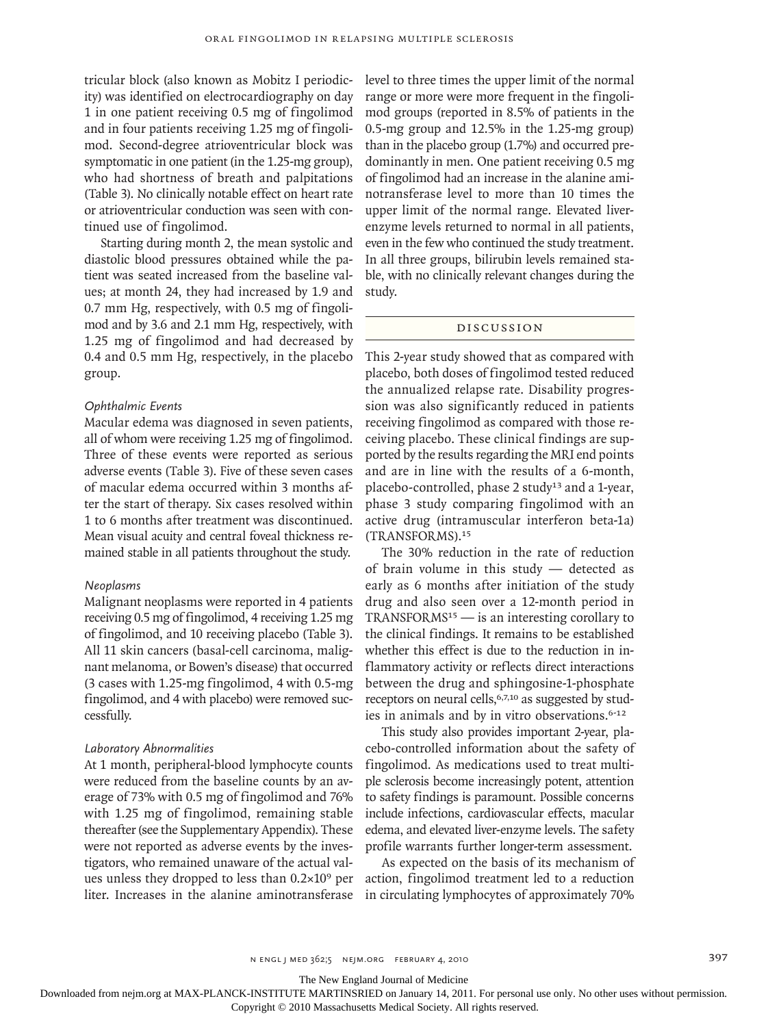tricular block (also known as Mobitz I periodicity) was identified on electrocardiography on day 1 in one patient receiving 0.5 mg of fingolimod and in four patients receiving 1.25 mg of fingolimod. Second-degree atrioventricular block was symptomatic in one patient (in the 1.25-mg group), who had shortness of breath and palpitations (Table 3). No clinically notable effect on heart rate or atrioventricular conduction was seen with continued use of fingolimod.

Starting during month 2, the mean systolic and diastolic blood pressures obtained while the patient was seated increased from the baseline values; at month 24, they had increased by 1.9 and 0.7 mm Hg, respectively, with 0.5 mg of fingolimod and by 3.6 and 2.1 mm Hg, respectively, with 1.25 mg of fingolimod and had decreased by 0.4 and 0.5 mm Hg, respectively, in the placebo group.

#### *Ophthalmic Events*

Macular edema was diagnosed in seven patients, all of whom were receiving 1.25 mg of fingolimod. Three of these events were reported as serious adverse events (Table 3). Five of these seven cases of macular edema occurred within 3 months after the start of therapy. Six cases resolved within 1 to 6 months after treatment was discontinued. Mean visual acuity and central foveal thickness remained stable in all patients throughout the study.

#### *Neoplasms*

Malignant neoplasms were reported in 4 patients receiving 0.5 mg of fingolimod, 4 receiving 1.25 mg of fingolimod, and 10 receiving placebo (Table 3). All 11 skin cancers (basal-cell carcinoma, malignant melanoma, or Bowen's disease) that occurred (3 cases with 1.25-mg fingolimod, 4 with 0.5-mg fingolimod, and 4 with placebo) were removed successfully.

#### *Laboratory Abnormalities*

At 1 month, peripheral-blood lymphocyte counts were reduced from the baseline counts by an average of 73% with 0.5 mg of fingolimod and 76% with 1.25 mg of fingolimod, remaining stable thereafter (see the Supplementary Appendix). These were not reported as adverse events by the investigators, who remained unaware of the actual values unless they dropped to less than $0.2\times10^9$ per liter. Increases in the alanine aminotransferase level to three times the upper limit of the normal range or more were more frequent in the fingolimod groups (reported in 8.5% of patients in the 0.5-mg group and 12.5% in the 1.25-mg group) than in the placebo group (1.7%) and occurred predominantly in men. One patient receiving 0.5 mg of fingolimod had an increase in the alanine aminotransferase level to more than 10 times the upper limit of the normal range. Elevated liver-enzyme levels returned to normal in all patients, even in the few who continued the study treatment. In all three groups, bilirubin levels remained stable, with no clinically relevant changes during the study.

## DISCUSSION

This 2-year study showed that as compared with placebo, both doses of fingolimod tested reduced the annualized relapse rate. Disability progression was also significantly reduced in patients receiving fingolimod as compared with those receiving placebo. These clinical findings are supported by the results regarding the MRI end points and are in line with the results of a 6-month, placebo-controlled, phase 2 study[13] and a 1-year, phase 3 study comparing fingolimod with an active drug (intramuscular interferon beta-1a) (TRANSFORMS).[15]

The 30% reduction in the rate of reduction of brain volume in this study — detected as early as 6 months after initiation of the study drug and also seen over a 12-month period in TRANSFORMS[15] — is an interesting corollary to the clinical findings. It remains to be established whether this effect is due to the reduction in inflammatory activity or reflects direct interactions between the drug and sphingosine-1-phosphate receptors on neural cells,[6,7,10] as suggested by studies in animals and by in vitro observations.[6-12]

This study also provides important 2-year, placebo-controlled information about the safety of fingolimod. As medications used to treat multiple sclerosis become increasingly potent, attention to safety findings is paramount. Possible concerns include infections, cardiovascular effects, macular edema, and elevated liver-enzyme levels. The safety profile warrants further longer-term assessment.

As expected on the basis of its mechanism of action, fingolimod treatment led to a reduction in circulating lymphocytes of approximately 70%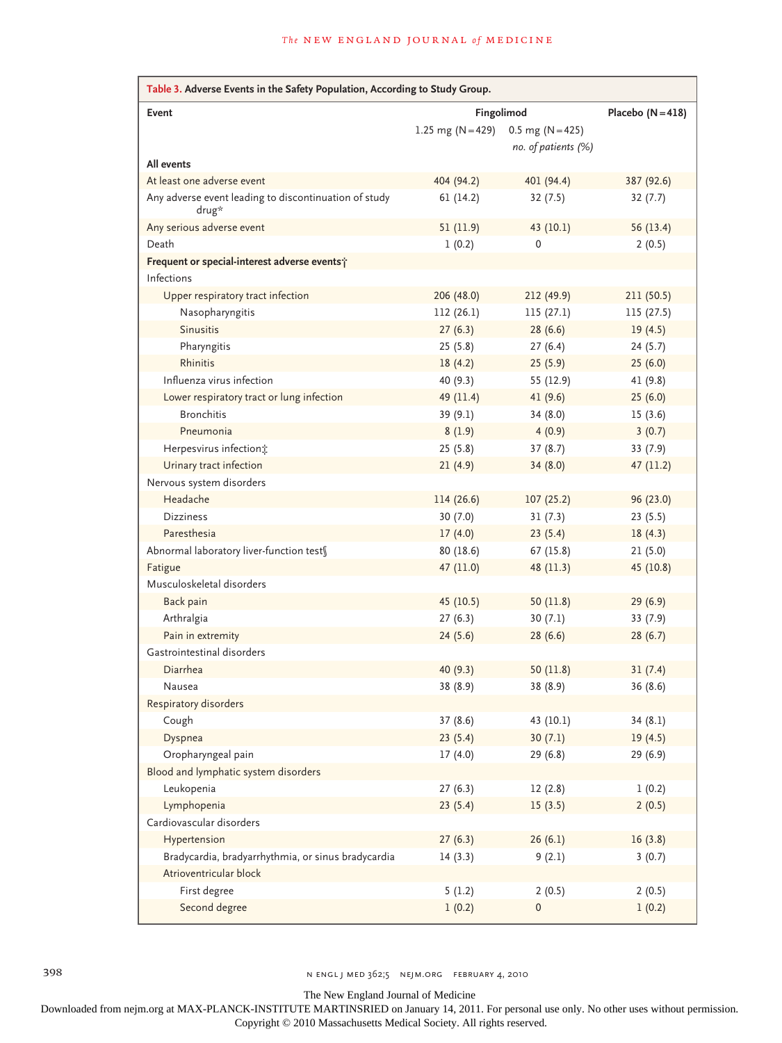**Table 3. Adverse Events in the Safety Population, According to Study Group.**

| Event | Fingolimod | | Placebo (N=418) |
|---|---|---|---|
| | 1.25 mg (N=429) | 0.5 mg (N=425) | |
| | | *no. of patients (%)* | |
| **All events** | | | |
| At least one adverse event | 404 (94.2) | 401 (94.4) | 387 (92.6) |
| Any adverse event leading to discontinuation of study drug* | 61 (14.2) | 32 (7.5) | 32 (7.7) |
| Any serious adverse event | 51 (11.9) | 43 (10.1) | 56 (13.4) |
| Death | 1 (0.2) | 0 | 2 (0.5) |
| **Frequent or special-interest adverse events†** | | | |
| Infections | | | |
| Upper respiratory tract infection | 206 (48.0) | 212 (49.9) | 211 (50.5) |
| Nasopharyngitis | 112 (26.1) | 115 (27.1) | 115 (27.5) |
| Sinusitis | 27 (6.3) | 28 (6.6) | 19 (4.5) |
| Pharyngitis | 25 (5.8) | 27 (6.4) | 24 (5.7) |
| Rhinitis | 18 (4.2) | 25 (5.9) | 25 (6.0) |
| Influenza virus infection | 40 (9.3) | 55 (12.9) | 41 (9.8) |
| Lower respiratory tract or lung infection | 49 (11.4) | 41 (9.6) | 25 (6.0) |
| Bronchitis | 39 (9.1) | 34 (8.0) | 15 (3.6) |
| Pneumonia | 8 (1.9) | 4 (0.9) | 3 (0.7) |
| Herpesvirus infection‡ | 25 (5.8) | 37 (8.7) | 33 (7.9) |
| Urinary tract infection | 21 (4.9) | 34 (8.0) | 47 (11.2) |
| Nervous system disorders | | | |
| Headache | 114 (26.6) | 107 (25.2) | 96 (23.0) |
| Dizziness | 30 (7.0) | 31 (7.3) | 23 (5.5) |
| Paresthesia | 17 (4.0) | 23 (5.4) | 18 (4.3) |
| Abnormal laboratory liver-function test§ | 80 (18.6) | 67 (15.8) | 21 (5.0) |
| Fatigue | 47 (11.0) | 48 (11.3) | 45 (10.8) |
| Musculoskeletal disorders | | | |
| Back pain | 45 (10.5) | 50 (11.8) | 29 (6.9) |
| Arthralgia | 27 (6.3) | 30 (7.1) | 33 (7.9) |
| Pain in extremity | 24 (5.6) | 28 (6.6) | 28 (6.7) |
| Gastrointestinal disorders | | | |
| Diarrhea | 40 (9.3) | 50 (11.8) | 31 (7.4) |
| Nausea | 38 (8.9) | 38 (8.9) | 36 (8.6) |
| Respiratory disorders | | | |
| Cough | 37 (8.6) | 43 (10.1) | 34 (8.1) |
| Dyspnea | 23 (5.4) | 30 (7.1) | 19 (4.5) |
| Oropharyngeal pain | 17 (4.0) | 29 (6.8) | 29 (6.9) |
| Blood and lymphatic system disorders | | | |
| Leukopenia | 27 (6.3) | 12 (2.8) | 1 (0.2) |
| Lymphopenia | 23 (5.4) | 15 (3.5) | 2 (0.5) |
| Cardiovascular disorders | | | |
| Hypertension | 27 (6.3) | 26 (6.1) | 16 (3.8) |
| Bradycardia, bradyarrhythmia, or sinus bradycardia | 14 (3.3) | 9 (2.1) | 3 (0.7) |
| Atrioventricular block | | | |
| First degree | 5 (1.2) | 2 (0.5) | 2 (0.5) |
| Second degree | 1 (0.2) | 0 | 1 (0.2) |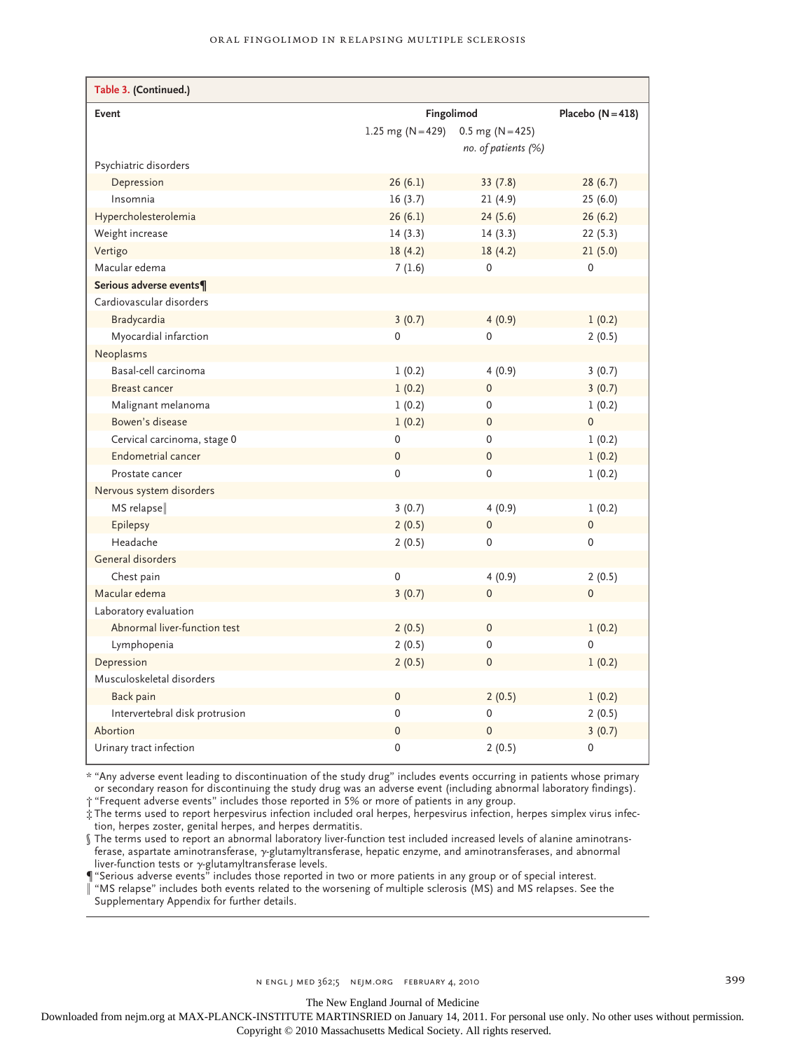**Table 3. (Continued.)**

| Event | Fingolimod | | Placebo (N=418) |
|---|---|---|---|
| | 1.25 mg (N=429) | 0.5 mg (N=425) | |
| | *no. of patients (%)* | | |
| Psychiatric disorders | | | |
| Depression | 26 (6.1) | 33 (7.8) | 28 (6.7) |
| Insomnia | 16 (3.7) | 21 (4.9) | 25 (6.0) |
| Hypercholesterolemia | 26 (6.1) | 24 (5.6) | 26 (6.2) |
| Weight increase | 14 (3.3) | 14 (3.3) | 22 (5.3) |
| Vertigo | 18 (4.2) | 18 (4.2) | 21 (5.0) |
| Macular edema | 7 (1.6) | 0 | 0 |
| **Serious adverse events¶** | | | |
| Cardiovascular disorders | | | |
| Bradycardia | 3 (0.7) | 4 (0.9) | 1 (0.2) |
| Myocardial infarction | 0 | 0 | 2 (0.5) |
| Neoplasms | | | |
| Basal-cell carcinoma | 1 (0.2) | 4 (0.9) | 3 (0.7) |
| Breast cancer | 1 (0.2) | 0 | 3 (0.7) |
| Malignant melanoma | 1 (0.2) | 0 | 1 (0.2) |
| Bowen's disease | 1 (0.2) | 0 | 0 |
| Cervical carcinoma, stage 0 | 0 | 0 | 1 (0.2) |
| Endometrial cancer | 0 | 0 | 1 (0.2) |
| Prostate cancer | 0 | 0 | 1 (0.2) |
| Nervous system disorders | | | |
| MS relapse‖ | 3 (0.7) | 4 (0.9) | 1 (0.2) |
| Epilepsy | 2 (0.5) | 0 | 0 |
| Headache | 2 (0.5) | 0 | 0 |
| General disorders | | | |
| Chest pain | 0 | 4 (0.9) | 2 (0.5) |
| Macular edema | 3 (0.7) | 0 | 0 |
| Laboratory evaluation | | | |
| Abnormal liver-function test | 2 (0.5) | 0 | 1 (0.2) |
| Lymphopenia | 2 (0.5) | 0 | 0 |
| Depression | 2 (0.5) | 0 | 1 (0.2) |
| Musculoskeletal disorders | | | |
| Back pain | 0 | 2 (0.5) | 1 (0.2) |
| Intervertebral disk protrusion | 0 | 0 | 2 (0.5) |
| Abortion | 0 | 0 | 3 (0.7) |
| Urinary tract infection | 0 | 2 (0.5) | 0 |

\* "Any adverse event leading to discontinuation of the study drug" includes events occurring in patients whose primary or secondary reason for discontinuing the study drug was an adverse event (including abnormal laboratory findings).

† "Frequent adverse events" includes those reported in 5% or more of patients in any group.

‡ The terms used to report herpesvirus infection included oral herpes, herpesvirus infection, herpes simplex virus infection, herpes zoster, genital herpes, and herpes dermatitis.

§ The terms used to report an abnormal laboratory liver-function test included increased levels of alanine aminotransferase, aspartate aminotransferase, γ-glutamyltransferase, hepatic enzyme, and aminotransferases, and abnormal liver-function tests or γ-glutamyltransferase levels.

¶ "Serious adverse events" includes those reported in two or more patients in any group or of special interest.

‖ "MS relapse" includes both events related to the worsening of multiple sclerosis (MS) and MS relapses. See the Supplementary Appendix for further details.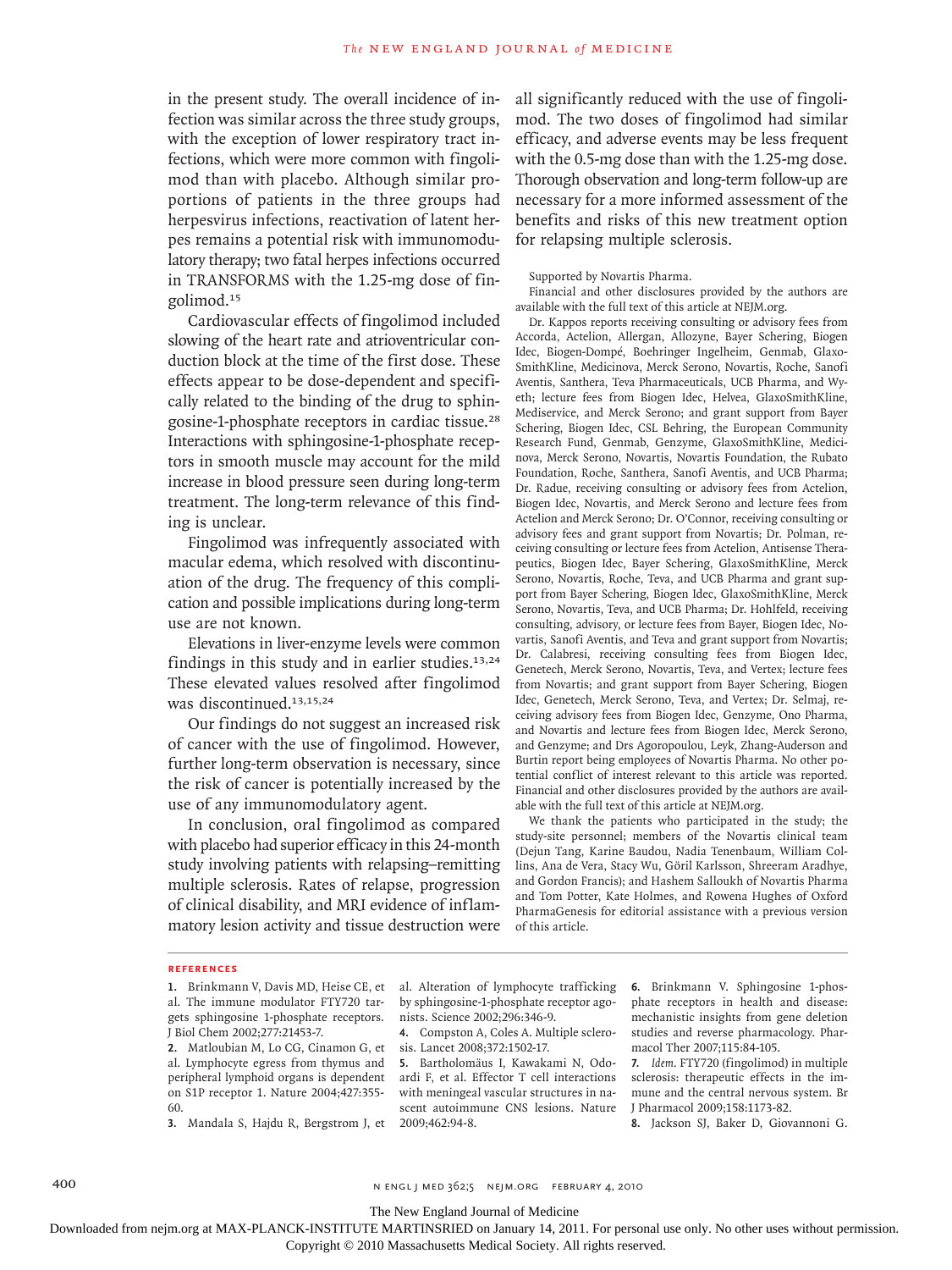in the present study. The overall incidence of infection was similar across the three study groups, with the exception of lower respiratory tract infections, which were more common with fingolimod than with placebo. Although similar proportions of patients in the three groups had herpesvirus infections, reactivation of latent herpes remains a potential risk with immunomodulatory therapy; two fatal herpes infections occurred in TRANSFORMS with the 1.25-mg dose of fingolimod.[15]

Cardiovascular effects of fingolimod included slowing of the heart rate and atrioventricular conduction block at the time of the first dose. These effects appear to be dose-dependent and specifically related to the binding of the drug to sphingosine-1-phosphate receptors in cardiac tissue.[28] Interactions with sphingosine-1-phosphate receptors in smooth muscle may account for the mild increase in blood pressure seen during long-term treatment. The long-term relevance of this finding is unclear.

Fingolimod was infrequently associated with macular edema, which resolved with discontinuation of the drug. The frequency of this complication and possible implications during long-term use are not known.

Elevations in liver-enzyme levels were common findings in this study and in earlier studies.[13,24] These elevated values resolved after fingolimod was discontinued.[13,15,24]

Our findings do not suggest an increased risk of cancer with the use of fingolimod. However, further long-term observation is necessary, since the risk of cancer is potentially increased by the use of any immunomodulatory agent.

In conclusion, oral fingolimod as compared with placebo had superior efficacy in this 24-month study involving patients with relapsing–remitting multiple sclerosis. Rates of relapse, progression of clinical disability, and MRI evidence of inflammatory lesion activity and tissue destruction were all significantly reduced with the use of fingolimod. The two doses of fingolimod had similar efficacy, and adverse events may be less frequent with the 0.5-mg dose than with the 1.25-mg dose. Thorough observation and long-term follow-up are necessary for a more informed assessment of the benefits and risks of this new treatment option for relapsing multiple sclerosis.

Supported by Novartis Pharma.

Financial and other disclosures provided by the authors are available with the full text of this article at NEJM.org.

Dr. Kappos reports receiving consulting or advisory fees from Accorda, Actelion, Allergan, Allozyne, Bayer Schering, Biogen Idec, Biogen-Dompé, Boehringer Ingelheim, Genmab, GlaxoSmithKline, Medicinova, Merck Serono, Novartis, Roche, Sanofi Aventis, Santhera, Teva Pharmaceuticals, UCB Pharma, and Wyeth; lecture fees from Biogen Idec, Helvea, GlaxoSmithKline, Mediservice, and Merck Serono; and grant support from Bayer Schering, Biogen Idec, CSL Behring, the European Community Research Fund, Genmab, Genzyme, GlaxoSmithKline, Medicinova, Merck Serono, Novartis, Novartis Foundation, the Rubato Foundation, Roche, Santhera, Sanofi Aventis, and UCB Pharma; Dr. Radue, receiving consulting or advisory fees from Actelion, Biogen Idec, Novartis, and Merck Serono and lecture fees from Actelion and Merck Serono; Dr. O'Connor, receiving consulting or advisory fees and grant support from Novartis; Dr. Polman, receiving consulting or lecture fees from Actelion, Antisense Therapeutics, Biogen Idec, Bayer Schering, GlaxoSmithKline, Merck Serono, Novartis, Roche, Teva, and UCB Pharma and grant support from Bayer Schering, Biogen Idec, GlaxoSmithKline, Merck Serono, Novartis, Teva, and UCB Pharma; Dr. Hohlfeld, receiving consulting, advisory, or lecture fees from Bayer, Biogen Idec, Novartis, Sanofi Aventis, and Teva and grant support from Novartis; Dr. Calabresi, receiving consulting fees from Biogen Idec, Genetech, Merck Serono, Novartis, Teva, and Vertex; lecture fees from Novartis; and grant support from Bayer Schering, Biogen Idec, Genetech, Merck Serono, Teva, and Vertex; Dr. Selmaj, receiving advisory fees from Biogen Idec, Genzyme, Ono Pharma, and Novartis and lecture fees from Biogen Idec, Merck Serono, and Genzyme; and Drs Agoropoulou, Leyk, Zhang-Auderson and Burtin report being employees of Novartis Pharma. No other potential conflict of interest relevant to this article was reported. Financial and other disclosures provided by the authors are available with the full text of this article at NEJM.org.

We thank the patients who participated in the study; the study-site personnel; members of the Novartis clinical team (Dejun Tang, Karine Baudou, Nadia Tenenbaum, William Collins, Ana de Vera, Stacy Wu, Göril Karlsson, Shreeram Aradhye, and Gordon Francis); and Hashem Salloukh of Novartis Pharma and Tom Potter, Kate Holmes, and Rowena Hughes of Oxford PharmaGenesis for editorial assistance with a previous version of this article.

## References

1. Brinkmann V, Davis MD, Heise CE, et al. The immune modulator FTY720 targets sphingosine 1-phosphate receptors. J Biol Chem 2002;277:21453-7.
2. Matloubian M, Lo CG, Cinamon G, et al. Lymphocyte egress from thymus and peripheral lymphoid organs is dependent on S1P receptor 1. Nature 2004;427:355-60.
3. Mandala S, Hajdu R, Bergstrom J, et al. Alteration of lymphocyte trafficking by sphingosine-1-phosphate receptor agonists. Science 2002;296:346-9.
4. Compston A, Coles A. Multiple sclerosis. Lancet 2008;372:1502-17.
5. Bartholomäus I, Kawakami N, Odoardi F, et al. Effector T cell interactions with meningeal vascular structures in nascent autoimmune CNS lesions. Nature 2009;462:94-8.
6. Brinkmann V. Sphingosine 1-phosphate receptors in health and disease: mechanistic insights from gene deletion studies and reverse pharmacology. Pharmacol Ther 2007;115:84-105.
7. *Idem*. FTY720 (fingolimod) in multiple sclerosis: therapeutic effects in the immune and the central nervous system. Br J Pharmacol 2009;158:1173-82.
8. Jackson SJ, Baker D, Giovannoni G.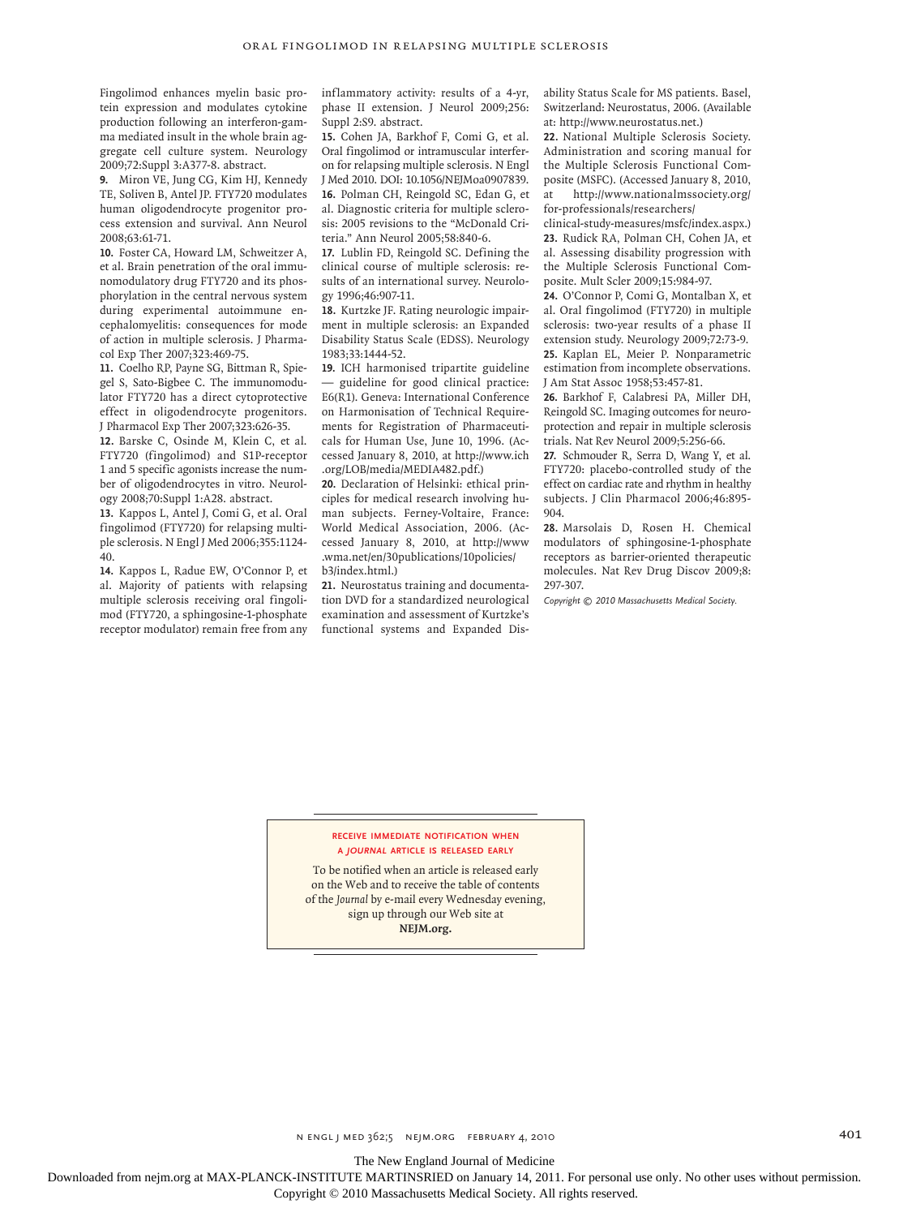Fingolimod enhances myelin basic protein expression and modulates cytokine production following an interferon-gamma mediated insult in the whole brain aggregate cell culture system. Neurology 2009;72:Suppl 3:A377-8. abstract.

**9.** Miron VE, Jung CG, Kim HJ, Kennedy TE, Soliven B, Antel JP. FTY720 modulates human oligodendrocyte progenitor process extension and survival. Ann Neurol 2008;63:61-71.

**10.** Foster CA, Howard LM, Schweitzer A, et al. Brain penetration of the oral immunomodulatory drug FTY720 and its phosphorylation in the central nervous system during experimental autoimmune encephalomyelitis: consequences for mode of action in multiple sclerosis. J Pharmacol Exp Ther 2007;323:469-75.

**11.** Coelho RP, Payne SG, Bittman R, Spiegel S, Sato-Bigbee C. The immunomodulator FTY720 has a direct cytoprotective effect in oligodendrocyte progenitors. J Pharmacol Exp Ther 2007;323:626-35.

**12.** Barske C, Osinde M, Klein C, et al. FTY720 (fingolimod) and S1P-receptor 1 and 5 specific agonists increase the number of oligodendrocytes in vitro. Neurology 2008;70:Suppl 1:A28. abstract.

**13.** Kappos L, Antel J, Comi G, et al. Oral fingolimod (FTY720) for relapsing multiple sclerosis. N Engl J Med 2006;355:1124-40.

**14.** Kappos L, Radue EW, O'Connor P, et al. Majority of patients with relapsing multiple sclerosis receiving oral fingolimod (FTY720, a sphingosine-1-phosphate receptor modulator) remain free from any inflammatory activity: results of a 4-yr, phase II extension. J Neurol 2009;256: Suppl 2:S9. abstract.

**15.** Cohen JA, Barkhof F, Comi G, et al. Oral fingolimod or intramuscular interferon for relapsing multiple sclerosis. N Engl J Med 2010. DOI: 10.1056/NEJMoa0907839.

**16.** Polman CH, Reingold SC, Edan G, et al. Diagnostic criteria for multiple sclerosis: 2005 revisions to the "McDonald Criteria." Ann Neurol 2005;58:840-6.

**17.** Lublin FD, Reingold SC. Defining the clinical course of multiple sclerosis: results of an international survey. Neurology 1996;46:907-11.

**18.** Kurtzke JF. Rating neurologic impairment in multiple sclerosis: an Expanded Disability Status Scale (EDSS). Neurology 1983;33:1444-52.

**19.** ICH harmonised tripartite guideline — guideline for good clinical practice: E6(R1). Geneva: International Conference on Harmonisation of Technical Requirements for Registration of Pharmaceuticals for Human Use, June 10, 1996. (Accessed January 8, 2010, at http://www.ich.org/LOB/media/MEDIA482.pdf.)

**20.** Declaration of Helsinki: ethical principles for medical research involving human subjects. Ferney-Voltaire, France: World Medical Association, 2006. (Accessed January 8, 2010, at http://www.wma.net/en/30publications/10policies/b3/index.html.)

**21.** Neurostatus training and documentation DVD for a standardized neurological examination and assessment of Kurtzke's functional systems and Expanded Disability Status Scale for MS patients. Basel, Switzerland: Neurostatus, 2006. (Available at: http://www.neurostatus.net.)

**22.** National Multiple Sclerosis Society. Administration and scoring manual for the Multiple Sclerosis Functional Composite (MSFC). (Accessed January 8, 2010, at http://www.nationalmssociety.org/for-professionals/researchers/clinical-study-measures/msfc/index.aspx.)

**23.** Rudick RA, Polman CH, Cohen JA, et al. Assessing disability progression with the Multiple Sclerosis Functional Composite. Mult Scler 2009;15:984-97.

**24.** O'Connor P, Comi G, Montalban X, et al. Oral fingolimod (FTY720) in multiple sclerosis: two-year results of a phase II extension study. Neurology 2009;72:73-9.

**25.** Kaplan EL, Meier P. Nonparametric estimation from incomplete observations. J Am Stat Assoc 1958;53:457-81.

**26.** Barkhof F, Calabresi PA, Miller DH, Reingold SC. Imaging outcomes for neuroprotection and repair in multiple sclerosis trials. Nat Rev Neurol 2009;5:256-66.

**27.** Schmouder R, Serra D, Wang Y, et al. FTY720: placebo-controlled study of the effect on cardiac rate and rhythm in healthy subjects. J Clin Pharmacol 2006;46:895-904.

**28.** Marsolais D, Rosen H. Chemical modulators of sphingosine-1-phosphate receptors as barrier-oriented therapeutic molecules. Nat Rev Drug Discov 2009;8:297-307.

*Copyright © 2010 Massachusetts Medical Society.*

---

**RECEIVE IMMEDIATE NOTIFICATION WHEN A *JOURNAL* ARTICLE IS RELEASED EARLY**

To be notified when an article is released early on the Web and to receive the table of contents of the *Journal* by e-mail every Wednesday evening, sign up through our Web site at **NEJM.org.**

---